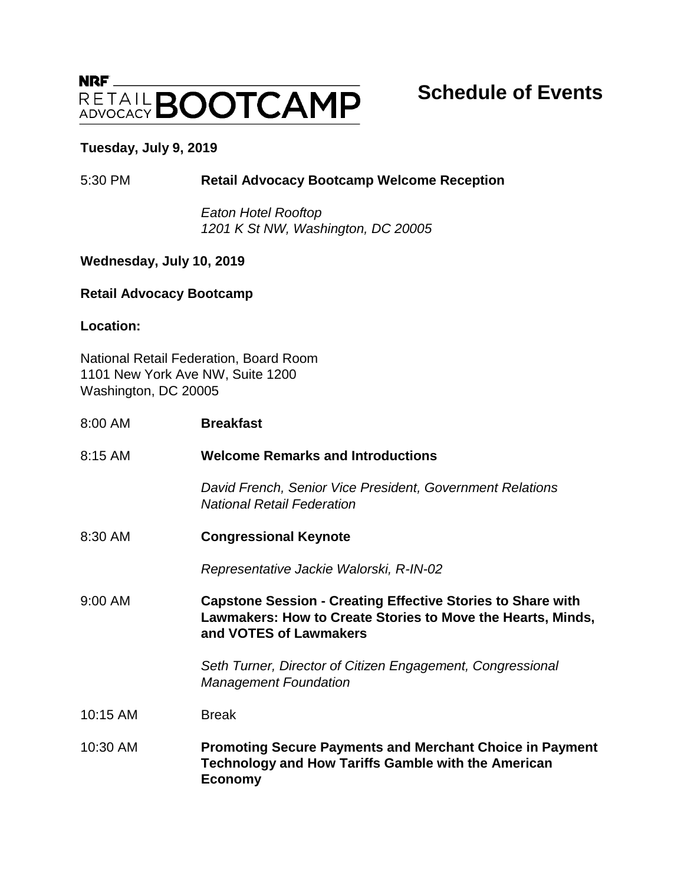NRF RETAIL ADVOCACY BOOTCAMP

# Schedule of Events

**Tuesday, July 9, 2019**

5:30 PM **Retail Advocacy Bootcamp Welcome Reception**

*Eaton Hotel Rooftop*
*1201 K St NW, Washington, DC 20005*

**Wednesday, July 10, 2019**

**Retail Advocacy Bootcamp**

**Location:**

National Retail Federation, Board Room
1101 New York Ave NW, Suite 1200
Washington, DC 20005

8:00 AM **Breakfast**

8:15 AM **Welcome Remarks and Introductions**

*David French, Senior Vice President, Government Relations*
*National Retail Federation*

8:30 AM **Congressional Keynote**

*Representative Jackie Walorski, R-IN-02*

9:00 AM **Capstone Session - Creating Effective Stories to Share with Lawmakers: How to Create Stories to Move the Hearts, Minds, and VOTES of Lawmakers**

*Seth Turner, Director of Citizen Engagement, Congressional Management Foundation*

10:15 AM Break

10:30 AM **Promoting Secure Payments and Merchant Choice in Payment Technology and How Tariffs Gamble with the American Economy**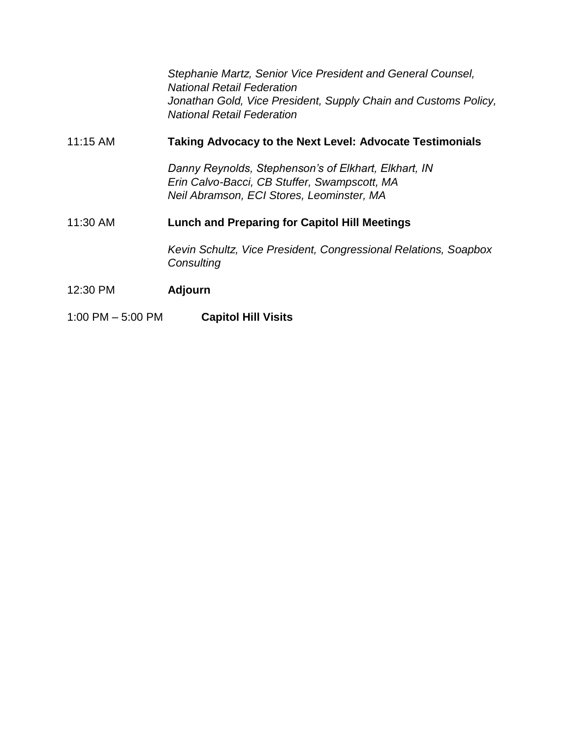*Stephanie Martz, Senior Vice President and General Counsel, National Retail Federation*
*Jonathan Gold, Vice President, Supply Chain and Customs Policy, National Retail Federation*

11:15 AM **Taking Advocacy to the Next Level: Advocate Testimonials**

*Danny Reynolds, Stephenson's of Elkhart, Elkhart, IN*
*Erin Calvo-Bacci, CB Stuffer, Swampscott, MA*
*Neil Abramson, ECI Stores, Leominster, MA*

11:30 AM **Lunch and Preparing for Capitol Hill Meetings**

*Kevin Schultz, Vice President, Congressional Relations, Soapbox Consulting*

12:30 PM **Adjourn**

1:00 PM – 5:00 PM **Capitol Hill Visits**